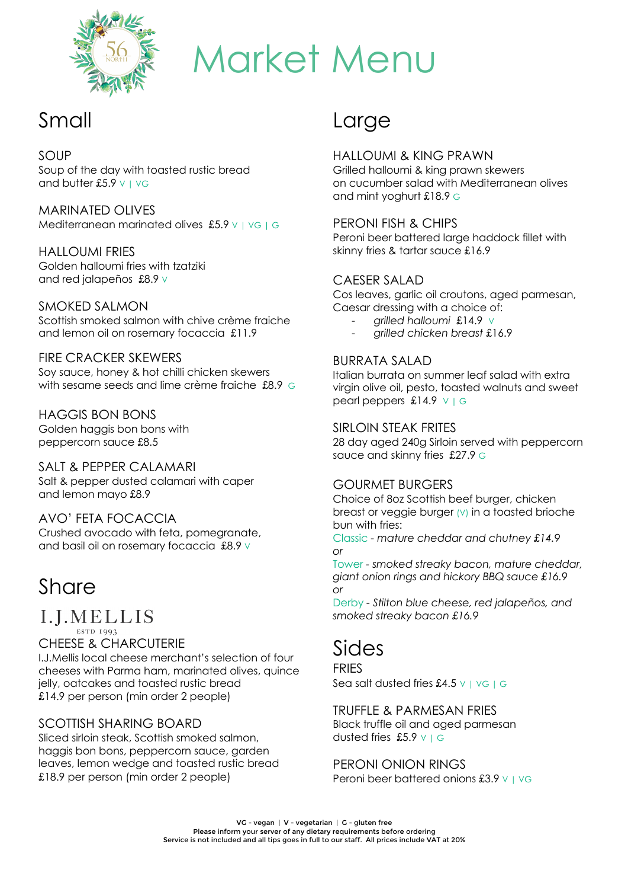# Market Menu

## Small

### SOUP
Soup of the day with toasted rustic bread and butter £5.9 V | VG

### MARINATED OLIVES
Mediterranean marinated olives £5.9 V | VG | G

### HALLOUMI FRIES
Golden halloumi fries with tzatziki and red jalapeños £8.9 V

### SMOKED SALMON
Scottish smoked salmon with chive crème fraiche and lemon oil on rosemary focaccia £11.9

### FIRE CRACKER SKEWERS
Soy sauce, honey & hot chilli chicken skewers with sesame seeds and lime crème fraiche £8.9 G

### HAGGIS BON BONS
Golden haggis bon bons with peppercorn sauce £8.5

### SALT & PEPPER CALAMARI
Salt & pepper dusted calamari with caper and lemon mayo £8.9

### AVO' FETA FOCACCIA
Crushed avocado with feta, pomegranate, and basil oil on rosemary focaccia £8.9 V

## Share

I.J.MELLIS
ESTD 1993

### CHEESE & CHARCUTERIE
I.J.Mellis local cheese merchant's selection of four cheeses with Parma ham, marinated olives, quince jelly, oatcakes and toasted rustic bread
£14.9 per person (min order 2 people)

### SCOTTISH SHARING BOARD
Sliced sirloin steak, Scottish smoked salmon, haggis bon bons, peppercorn sauce, garden leaves, lemon wedge and toasted rustic bread
£18.9 per person (min order 2 people)

## Large

### HALLOUMI & KING PRAWN
Grilled halloumi & king prawn skewers on cucumber salad with Mediterranean olives and mint yoghurt £18.9 G

### PERONI FISH & CHIPS
Peroni beer battered large haddock fillet with skinny fries & tartar sauce £16.9

### CAESER SALAD
Cos leaves, garlic oil croutons, aged parmesan, Caesar dressing with a choice of:

- *grilled halloumi* £14.9 V
- *grilled chicken breast* £16.9

### BURRATA SALAD
Italian burrata on summer leaf salad with extra virgin olive oil, pesto, toasted walnuts and sweet pearl peppers £14.9 V | G

### SIRLOIN STEAK FRITES
28 day aged 240g Sirloin served with peppercorn sauce and skinny fries £27.9 G

### GOURMET BURGERS
Choice of 8oz Scottish beef burger, chicken breast or veggie burger (V) in a toasted brioche bun with fries:

Classic - *mature cheddar and chutney £14.9*
*or*
Tower - *smoked streaky bacon, mature cheddar, giant onion rings and hickory BBQ sauce £16.9*
*or*
Derby - *Stilton blue cheese, red jalapeños, and smoked streaky bacon £16.9*

## Sides

### FRIES
Sea salt dusted fries £4.5 V | VG | G

### TRUFFLE & PARMESAN FRIES
Black truffle oil and aged parmesan dusted fries £5.9 V | G

### PERONI ONION RINGS
Peroni beer battered onions £3.9 V | VG

VG - vegan | V - vegetarian | G - gluten free
Please inform your server of any dietary requirements before ordering
Service is not included and all tips goes in full to our staff. All prices include VAT at 20%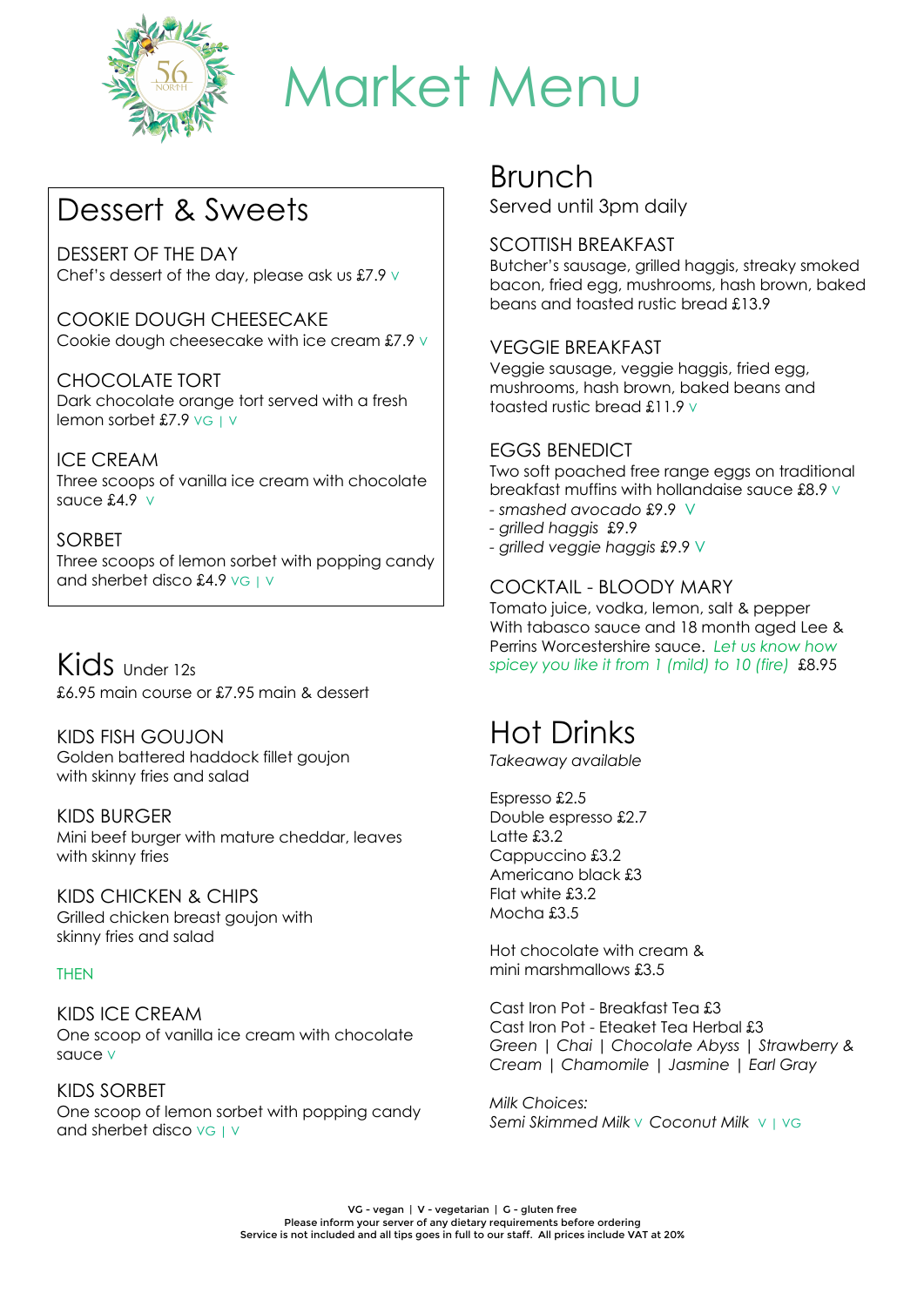# Market Menu

## Dessert & Sweets

DESSERT OF THE DAY
Chef's dessert of the day, please ask us £7.9 V

COOKIE DOUGH CHEESECAKE
Cookie dough cheesecake with ice cream £7.9 V

CHOCOLATE TORT
Dark chocolate orange tort served with a fresh lemon sorbet £7.9 VG | V

ICE CREAM
Three scoops of vanilla ice cream with chocolate sauce £4.9 V

SORBET
Three scoops of lemon sorbet with popping candy and sherbet disco £4.9 VG | V

## Kids Under 12s

£6.95 main course or £7.95 main & dessert

KIDS FISH GOUJON
Golden battered haddock fillet goujon with skinny fries and salad

KIDS BURGER
Mini beef burger with mature cheddar, leaves with skinny fries

KIDS CHICKEN & CHIPS
Grilled chicken breast goujon with skinny fries and salad

THEN

KIDS ICE CREAM
One scoop of vanilla ice cream with chocolate sauce V

KIDS SORBET
One scoop of lemon sorbet with popping candy and sherbet disco VG | V

## Brunch

Served until 3pm daily

SCOTTISH BREAKFAST
Butcher's sausage, grilled haggis, streaky smoked bacon, fried egg, mushrooms, hash brown, baked beans and toasted rustic bread £13.9

VEGGIE BREAKFAST
Veggie sausage, veggie haggis, fried egg, mushrooms, hash brown, baked beans and toasted rustic bread £11.9 V

EGGS BENEDICT
Two soft poached free range eggs on traditional breakfast muffins with hollandaise sauce £8.9 V
- *smashed avocado* £9.9 V
- *grilled haggis* £9.9
- *grilled veggie haggis* £9.9 V

COCKTAIL - BLOODY MARY
Tomato juice, vodka, lemon, salt & pepper
With tabasco sauce and 18 month aged Lee & Perrins Worcestershire sauce. *Let us know how spicey you like it from 1 (mild) to 10 (fire)* £8.95

## Hot Drinks

*Takeaway available*

Espresso £2.5
Double espresso £2.7
Latte £3.2
Cappuccino £3.2
Americano black £3
Flat white £3.2
Mocha £3.5

Hot chocolate with cream & mini marshmallows £3.5

Cast Iron Pot - Breakfast Tea £3
Cast Iron Pot - Eteaket Tea Herbal £3
*Green | Chai | Chocolate Abyss | Strawberry & Cream | Chamomile | Jasmine | Earl Gray*

*Milk Choices:*
*Semi Skimmed Milk* V *Coconut Milk* V | VG

**VG - vegan | V - vegetarian | G - gluten free**
**Please inform your server of any dietary requirements before ordering**
**Service is not included and all tips goes in full to our staff. All prices include VAT at 20%**